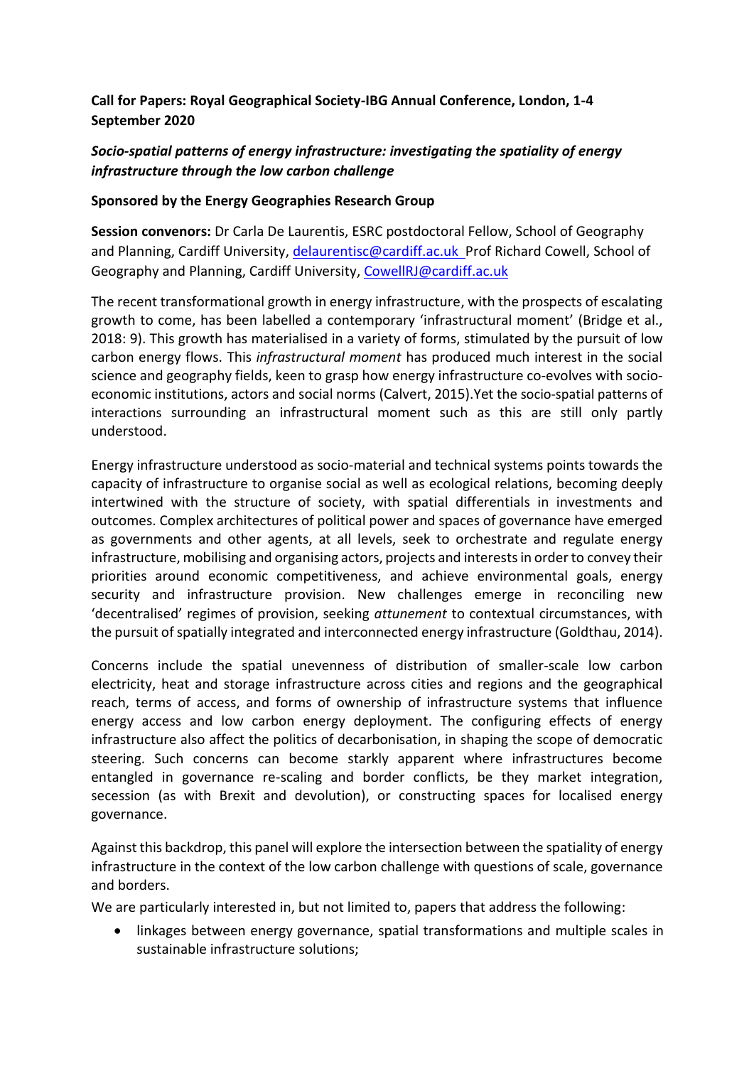**Call for Papers: Royal Geographical Society-IBG Annual Conference, London, 1-4 September 2020**

***Socio-spatial patterns of energy infrastructure: investigating the spatiality of energy infrastructure through the low carbon challenge***

**Sponsored by the Energy Geographies Research Group**

**Session convenors:** Dr Carla De Laurentis, ESRC postdoctoral Fellow, School of Geography and Planning, Cardiff University, delaurentisc@cardiff.ac.uk Prof Richard Cowell, School of Geography and Planning, Cardiff University, CowellRJ@cardiff.ac.uk

The recent transformational growth in energy infrastructure, with the prospects of escalating growth to come, has been labelled a contemporary 'infrastructural moment' (Bridge et al., 2018: 9). This growth has materialised in a variety of forms, stimulated by the pursuit of low carbon energy flows. This *infrastructural moment* has produced much interest in the social science and geography fields, keen to grasp how energy infrastructure co-evolves with socio-economic institutions, actors and social norms (Calvert, 2015).Yet the socio-spatial patterns of interactions surrounding an infrastructural moment such as this are still only partly understood.

Energy infrastructure understood as socio-material and technical systems points towards the capacity of infrastructure to organise social as well as ecological relations, becoming deeply intertwined with the structure of society, with spatial differentials in investments and outcomes. Complex architectures of political power and spaces of governance have emerged as governments and other agents, at all levels, seek to orchestrate and regulate energy infrastructure, mobilising and organising actors, projects and interests in order to convey their priorities around economic competitiveness, and achieve environmental goals, energy security and infrastructure provision. New challenges emerge in reconciling new 'decentralised' regimes of provision, seeking *attunement* to contextual circumstances, with the pursuit of spatially integrated and interconnected energy infrastructure (Goldthau, 2014).

Concerns include the spatial unevenness of distribution of smaller-scale low carbon electricity, heat and storage infrastructure across cities and regions and the geographical reach, terms of access, and forms of ownership of infrastructure systems that influence energy access and low carbon energy deployment. The configuring effects of energy infrastructure also affect the politics of decarbonisation, in shaping the scope of democratic steering. Such concerns can become starkly apparent where infrastructures become entangled in governance re-scaling and border conflicts, be they market integration, secession (as with Brexit and devolution), or constructing spaces for localised energy governance.

Against this backdrop, this panel will explore the intersection between the spatiality of energy infrastructure in the context of the low carbon challenge with questions of scale, governance and borders.

We are particularly interested in, but not limited to, papers that address the following:

- linkages between energy governance, spatial transformations and multiple scales in sustainable infrastructure solutions;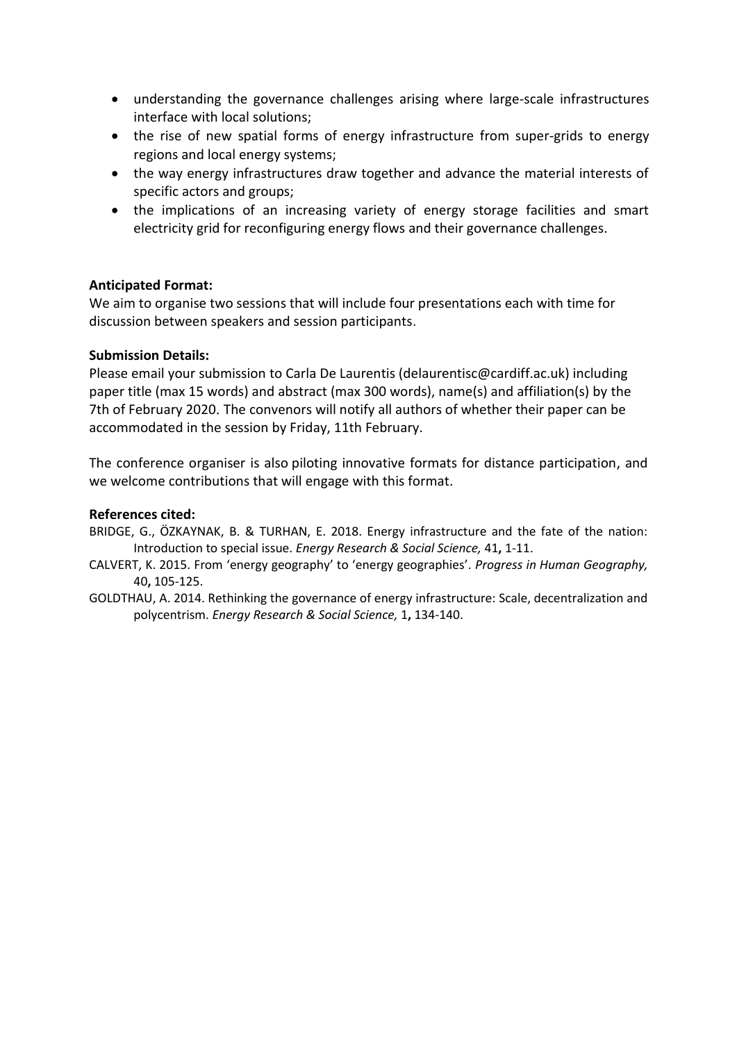- understanding the governance challenges arising where large-scale infrastructures interface with local solutions;
- the rise of new spatial forms of energy infrastructure from super-grids to energy regions and local energy systems;
- the way energy infrastructures draw together and advance the material interests of specific actors and groups;
- the implications of an increasing variety of energy storage facilities and smart electricity grid for reconfiguring energy flows and their governance challenges.

**Anticipated Format:**

We aim to organise two sessions that will include four presentations each with time for discussion between speakers and session participants.

**Submission Details:**

Please email your submission to Carla De Laurentis (delaurentisc@cardiff.ac.uk) including paper title (max 15 words) and abstract (max 300 words), name(s) and affiliation(s) by the 7th of February 2020. The convenors will notify all authors of whether their paper can be accommodated in the session by Friday, 11th February.

The conference organiser is also piloting innovative formats for distance participation, and we welcome contributions that will engage with this format.

**References cited:**

BRIDGE, G., ÖZKAYNAK, B. & TURHAN, E. 2018. Energy infrastructure and the fate of the nation: Introduction to special issue. *Energy Research & Social Science,* 41**,** 1-11.

CALVERT, K. 2015. From 'energy geography' to 'energy geographies'. *Progress in Human Geography,* 40**,** 105-125.

GOLDTHAU, A. 2014. Rethinking the governance of energy infrastructure: Scale, decentralization and polycentrism. *Energy Research & Social Science,* 1**,** 134-140.